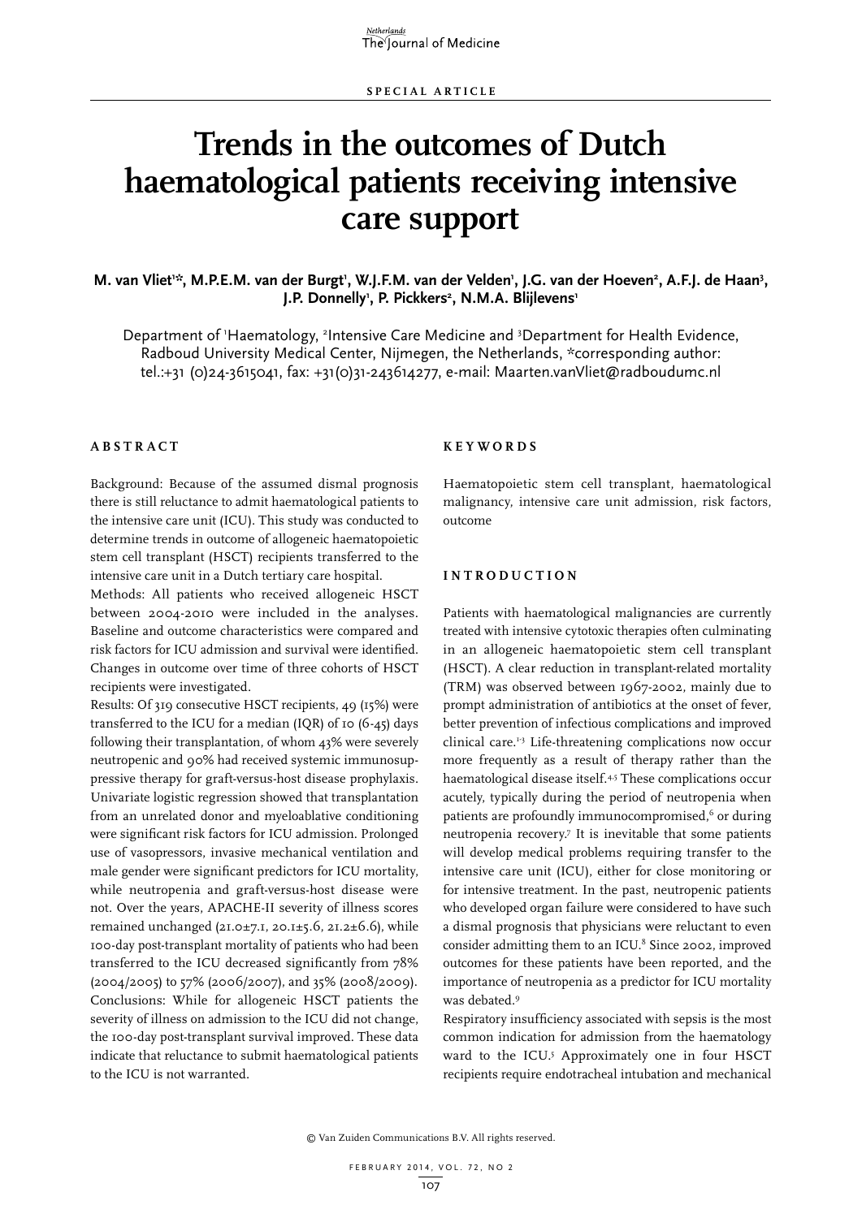SPECIAL ARTICLE

# Trends in the outcomes of Dutch haematological patients receiving intensive care support

**M. van Vliet[1]*, M.P.E.M. van der Burgt[1], W.J.F.M. van der Velden[1], J.G. van der Hoeven[2], A.F.J. de Haan[3], J.P. Donnelly[1], P. Pickkers[2], N.M.A. Blijlevens[1]**

Department of [1]Haematology, [2]Intensive Care Medicine and [3]Department for Health Evidence, Radboud University Medical Center, Nijmegen, the Netherlands, *corresponding author: tel.:+31 (0)24-3615041, fax: +31(0)31-243614277, e-mail: Maarten.vanVliet@radboudumc.nl

## ABSTRACT

Background: Because of the assumed dismal prognosis there is still reluctance to admit haematological patients to the intensive care unit (ICU). This study was conducted to determine trends in outcome of allogeneic haematopoietic stem cell transplant (HSCT) recipients transferred to the intensive care unit in a Dutch tertiary care hospital.

Methods: All patients who received allogeneic HSCT between 2004-2010 were included in the analyses. Baseline and outcome characteristics were compared and risk factors for ICU admission and survival were identified. Changes in outcome over time of three cohorts of HSCT recipients were investigated.

Results: Of 319 consecutive HSCT recipients, 49 (15%) were transferred to the ICU for a median (IQR) of 10 (6-45) days following their transplantation, of whom 43% were severely neutropenic and 90% had received systemic immunosuppressive therapy for graft-versus-host disease prophylaxis. Univariate logistic regression showed that transplantation from an unrelated donor and myeloablative conditioning were significant risk factors for ICU admission. Prolonged use of vasopressors, invasive mechanical ventilation and male gender were significant predictors for ICU mortality, while neutropenia and graft-versus-host disease were not. Over the years, APACHE-II severity of illness scores remained unchanged (21.0±7.1, 20.1±5.6, 21.2±6.6), while 100-day post-transplant mortality of patients who had been transferred to the ICU decreased significantly from 78% (2004/2005) to 57% (2006/2007), and 35% (2008/2009).

Conclusions: While for allogeneic HSCT patients the severity of illness on admission to the ICU did not change, the 100-day post-transplant survival improved. These data indicate that reluctance to submit haematological patients to the ICU is not warranted.

## KEYWORDS

Haematopoietic stem cell transplant, haematological malignancy, intensive care unit admission, risk factors, outcome

## INTRODUCTION

Patients with haematological malignancies are currently treated with intensive cytotoxic therapies often culminating in an allogeneic haematopoietic stem cell transplant (HSCT). A clear reduction in transplant-related mortality (TRM) was observed between 1967-2002, mainly due to prompt administration of antibiotics at the onset of fever, better prevention of infectious complications and improved clinical care.[1-3] Life-threatening complications now occur more frequently as a result of therapy rather than the haematological disease itself.[4,5] These complications occur acutely, typically during the period of neutropenia when patients are profoundly immunocompromised,[6] or during neutropenia recovery.[7] It is inevitable that some patients will develop medical problems requiring transfer to the intensive care unit (ICU), either for close monitoring or for intensive treatment. In the past, neutropenic patients who developed organ failure were considered to have such a dismal prognosis that physicians were reluctant to even consider admitting them to an ICU.[8] Since 2002, improved outcomes for these patients have been reported, and the importance of neutropenia as a predictor for ICU mortality was debated.[9]

Respiratory insufficiency associated with sepsis is the most common indication for admission from the haematology ward to the ICU.[5] Approximately one in four HSCT recipients require endotracheal intubation and mechanical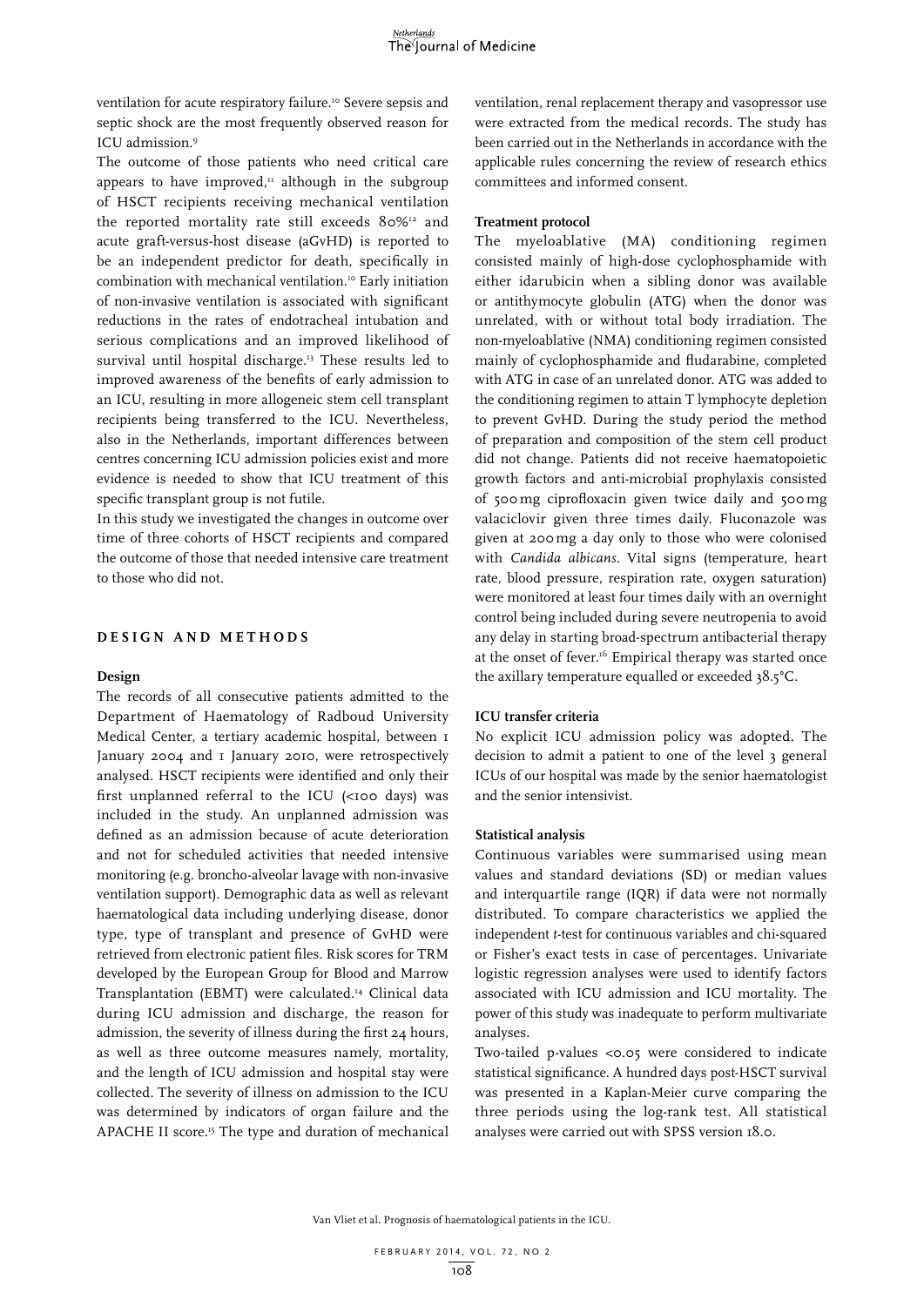ventilation for acute respiratory failure.[10] Severe sepsis and septic shock are the most frequently observed reason for ICU admission.[9]

The outcome of those patients who need critical care appears to have improved,[11] although in the subgroup of HSCT recipients receiving mechanical ventilation the reported mortality rate still exceeds 80%[12] and acute graft-versus-host disease (aGvHD) is reported to be an independent predictor for death, specifically in combination with mechanical ventilation.[10] Early initiation of non-invasive ventilation is associated with significant reductions in the rates of endotracheal intubation and serious complications and an improved likelihood of survival until hospital discharge.[13] These results led to improved awareness of the benefits of early admission to an ICU, resulting in more allogeneic stem cell transplant recipients being transferred to the ICU. Nevertheless, also in the Netherlands, important differences between centres concerning ICU admission policies exist and more evidence is needed to show that ICU treatment of this specific transplant group is not futile.

In this study we investigated the changes in outcome over time of three cohorts of HSCT recipients and compared the outcome of those that needed intensive care treatment to those who did not.

## DESIGN AND METHODS

### Design

The records of all consecutive patients admitted to the Department of Haematology of Radboud University Medical Center, a tertiary academic hospital, between 1 January 2004 and 1 January 2010, were retrospectively analysed. HSCT recipients were identified and only their first unplanned referral to the ICU (<100 days) was included in the study. An unplanned admission was defined as an admission because of acute deterioration and not for scheduled activities that needed intensive monitoring (e.g. broncho-alveolar lavage with non-invasive ventilation support). Demographic data as well as relevant haematological data including underlying disease, donor type, type of transplant and presence of GvHD were retrieved from electronic patient files. Risk scores for TRM developed by the European Group for Blood and Marrow Transplantation (EBMT) were calculated.[14] Clinical data during ICU admission and discharge, the reason for admission, the severity of illness during the first 24 hours, as well as three outcome measures namely, mortality, and the length of ICU admission and hospital stay were collected. The severity of illness on admission to the ICU was determined by indicators of organ failure and the APACHE II score.[15] The type and duration of mechanical ventilation, renal replacement therapy and vasopressor use were extracted from the medical records. The study has been carried out in the Netherlands in accordance with the applicable rules concerning the review of research ethics committees and informed consent.

### Treatment protocol

The myeloablative (MA) conditioning regimen consisted mainly of high-dose cyclophosphamide with either idarubicin when a sibling donor was available or antithymocyte globulin (ATG) when the donor was unrelated, with or without total body irradiation. The non-myeloablative (NMA) conditioning regimen consisted mainly of cyclophosphamide and fludarabine, completed with ATG in case of an unrelated donor. ATG was added to the conditioning regimen to attain T lymphocyte depletion to prevent GvHD. During the study period the method of preparation and composition of the stem cell product did not change. Patients did not receive haematopoietic growth factors and anti-microbial prophylaxis consisted of 500 mg ciprofloxacin given twice daily and 500 mg valaciclovir given three times daily. Fluconazole was given at 200 mg a day only to those who were colonised with *Candida albicans*. Vital signs (temperature, heart rate, blood pressure, respiration rate, oxygen saturation) were monitored at least four times daily with an overnight control being included during severe neutropenia to avoid any delay in starting broad-spectrum antibacterial therapy at the onset of fever.[16] Empirical therapy was started once the axillary temperature equalled or exceeded 38.5°C.

### ICU transfer criteria

No explicit ICU admission policy was adopted. The decision to admit a patient to one of the level 3 general ICUs of our hospital was made by the senior haematologist and the senior intensivist.

### Statistical analysis

Continuous variables were summarised using mean values and standard deviations (SD) or median values and interquartile range (IQR) if data were not normally distributed. To compare characteristics we applied the independent *t*-test for continuous variables and chi-squared or Fisher's exact tests in case of percentages. Univariate logistic regression analyses were used to identify factors associated with ICU admission and ICU mortality. The power of this study was inadequate to perform multivariate analyses.

Two-tailed p-values <0.05 were considered to indicate statistical significance. A hundred days post-HSCT survival was presented in a Kaplan-Meier curve comparing the three periods using the log-rank test. All statistical analyses were carried out with SPSS version 18.0.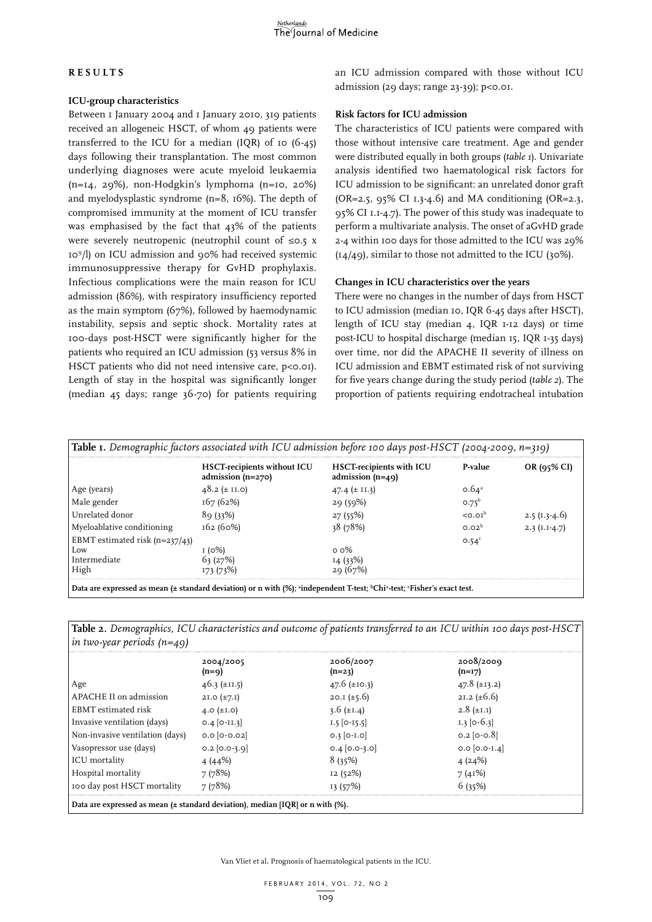## RESULTS

### ICU-group characteristics

Between 1 January 2004 and 1 January 2010, 319 patients received an allogeneic HSCT, of whom 49 patients were transferred to the ICU for a median (IQR) of 10 (6-45) days following their transplantation. The most common underlying diagnoses were acute myeloid leukaemia (n=14, 29%), non-Hodgkin's lymphoma (n=10, 20%) and myelodysplastic syndrome (n=8, 16%). The depth of compromised immunity at the moment of ICU transfer was emphasised by the fact that 43% of the patients were severely neutropenic (neutrophil count of ≤0.5 x $10^9$/l) on ICU admission and 90% had received systemic immunosuppressive therapy for GvHD prophylaxis. Infectious complications were the main reason for ICU admission (86%), with respiratory insufficiency reported as the main symptom (67%), followed by haemodynamic instability, sepsis and septic shock. Mortality rates at 100-days post-HSCT were significantly higher for the patients who required an ICU admission (53 versus 8% in HSCT patients who did not need intensive care, $p<0.01$). Length of stay in the hospital was significantly longer (median 45 days; range 36-70) for patients requiring an ICU admission compared with those without ICU admission (29 days; range 23-39); $p<0.01$.

### Risk factors for ICU admission

The characteristics of ICU patients were compared with those without intensive care treatment. Age and gender were distributed equally in both groups (*table 1*). Univariate analysis identified two haematological risk factors for ICU admission to be significant: an unrelated donor graft (OR=2.5, 95% CI 1.3-4.6) and MA conditioning (OR=2.3, 95% CI 1.1-4.7). The power of this study was inadequate to perform a multivariate analysis. The onset of aGvHD grade 2-4 within 100 days for those admitted to the ICU was 29% (14/49), similar to those not admitted to the ICU (30%).

### Changes in ICU characteristics over the years

There were no changes in the number of days from HSCT to ICU admission (median 10, IQR 6-45 days after HSCT), length of ICU stay (median 4, IQR 1-12 days) or time post-ICU to hospital discharge (median 15, IQR 1-35 days) over time, nor did the APACHE II severity of illness on ICU admission and EBMT estimated risk of not surviving for five years change during the study period (*table 2*). The proportion of patients requiring endotracheal intubation

**Table 1.** *Demographic factors associated with ICU admission before 100 days post-HSCT (2004-2009, n=319)*

| | HSCT-recipients without ICU admission (n=270) | HSCT-recipients with ICU admission (n=49) | P-value | OR (95% CI) |
|---|---|---|---|---|
| Age (years) | 48.2 (± 11.0) | 47.4 (± 11.3) | 0.64[a] | |
| Male gender | 167 (62%) | 29 (59%) | 0.75[b] | |
| Unrelated donor | 89 (33%) | 27 (55%) | <0.01[b] | 2.5 (1.3-4.6) |
| Myeloablative conditioning | 162 (60%) | 38 (78%) | 0.02[b] | 2.3 (1.1-4.7) |
| EBMT estimated risk (n=237/43) | | | 0.54[c] | |
| Low | 1 (0%) | 0 0% | | |
| Intermediate | 63 (27%) | 14 (33%) | | |
| High | 173 (73%) | 29 (67%) | | |

Data are expressed as mean (± standard deviation) or n with (%); [a]independent T-test; [b]Chi[2]-test; [c]Fisher's exact test.

**Table 2.** *Demographics, ICU characteristics and outcome of patients transferred to an ICU within 100 days post-HSCT in two-year periods (n=49)*

| | 2004/2005 (n=9) | 2006/2007 (n=23) | 2008/2009 (n=17) |
|---|---|---|---|
| Age | 46.3 (±11.5) | 47.6 (±10.3) | 47.8 (±13.2) |
| APACHE II on admission | 21.0 (±7.1) | 20.1 (±5.6) | 21.2 (±6.6) |
| EBMT estimated risk | 4.0 (±1.0) | 3.6 (±1.4) | 2.8 (±1.1) |
| Invasive ventilation (days) | 0.4 [0-11.3] | 1.5 [0-15.5] | 1.3 [0-6.3] |
| Non-invasive ventilation (days) | 0.0 [0-0.02] | 0.3 [0-1.0] | 0.2 [0-0.8] |
| Vasopressor use (days) | 0.2 [0.0-3.9] | 0.4 [0.0-3.0] | 0.0 [0.0-1.4] |
| ICU mortality | 4 (44%) | 8 (35%) | 4 (24%) |
| Hospital mortality | 7 (78%) | 12 (52%) | 7 (41%) |
| 100 day post HSCT mortality | 7 (78%) | 13 (57%) | 6 (35%) |

Data are expressed as mean (± standard deviation), median [IQR] or n with (%).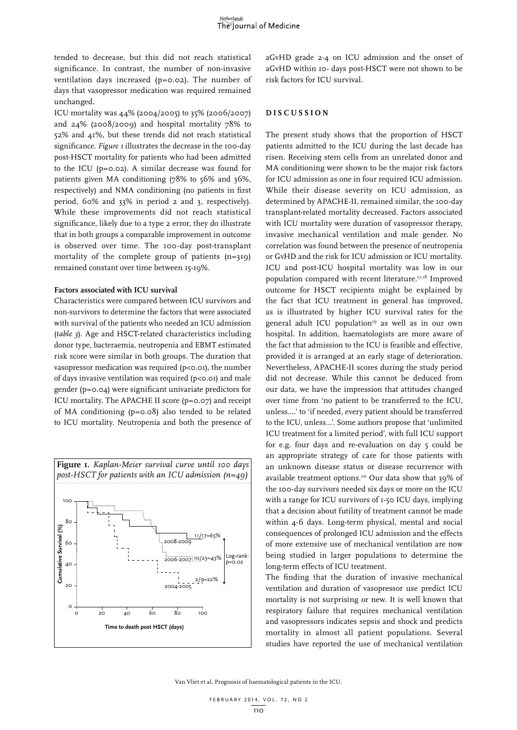tended to decrease, but this did not reach statistical significance. In contrast, the number of non-invasive ventilation days increased (p=0.02). The number of days that vasopressor medication was required remained unchanged.

ICU mortality was 44% (2004/2005) to 35% (2006/2007) and 24% (2008/2009) and hospital mortality 78% to 52% and 41%, but these trends did not reach statistical significance. *Figure 1* illustrates the decrease in the 100-day post-HSCT mortality for patients who had been admitted to the ICU (p=0.02). A similar decrease was found for patients given MA conditioning (78% to 56% and 36%, respectively) and NMA conditioning (no patients in first period, 60% and 33% in period 2 and 3, respectively). While these improvements did not reach statistical significance, likely due to a type 2 error, they do illustrate that in both groups a comparable improvement in outcome is observed over time. The 100-day post-transplant mortality of the complete group of patients (n=319) remained constant over time between 15-19%.

**Factors associated with ICU survival**

Characteristics were compared between ICU survivors and non-survivors to determine the factors that were associated with survival of the patients who needed an ICU admission (*table 3*). Age and HSCT-related characteristics including donor type, bacteraemia, neutropenia and EBMT estimated risk score were similar in both groups. The duration that vasopressor medication was required (p<0.01), the number of days invasive ventilation was required (p<0.01) and male gender (p=0.04) were significant univariate predictors for ICU mortality. The APACHE II score (p=0.07) and receipt of MA conditioning (p=0.08) also tended to be related to ICU mortality. Neutropenia and both the presence of aGvHD grade 2-4 on ICU admission and the onset of aGvHD within 10- days post-HSCT were not shown to be risk factors for ICU survival.

**Figure 1.** *Kaplan-Meier survival curve until 100 days post-HSCT for patients with an ICU admission (n=49)*

## DISCUSSION

The present study shows that the proportion of HSCT patients admitted to the ICU during the last decade has risen. Receiving stem cells from an unrelated donor and MA conditioning were shown to be the major risk factors for ICU admission as one in four required ICU admission. While their disease severity on ICU admission, as determined by APACHE-II, remained similar, the 100-day transplant-related mortality decreased. Factors associated with ICU mortality were duration of vasopressor therapy, invasive mechanical ventilation and male gender. No correlation was found between the presence of neutropenia or GvHD and the risk for ICU admission or ICU mortality. ICU and post-ICU hospital mortality was low in our population compared with recent literature.[17,18] Improved outcome for HSCT recipients might be explained by the fact that ICU treatment in general has improved, as is illustrated by higher ICU survival rates for the general adult ICU population[19] as well as in our own hospital. In addition, haematologists are more aware of the fact that admission to the ICU is feasible and effective, provided it is arranged at an early stage of deterioration. Nevertheless, APACHE-II scores during the study period did not decrease. While this cannot be deduced from our data, we have the impression that attitudes changed over time from 'no patient to be transferred to the ICU, unless....' to 'if needed, every patient should be transferred to the ICU, unless...'. Some authors propose that 'unlimited ICU treatment for a limited period', with full ICU support for e.g. four days and re-evaluation on day 5 could be an appropriate strategy of care for those patients with an unknown disease status or disease recurrence with available treatment options.[20] Our data show that 39% of the 100-day survivors needed six days or more on the ICU with a range for ICU survivors of 1-50 ICU days, implying that a decision about futility of treatment cannot be made within 4-6 days. Long-term physical, mental and social consequences of prolonged ICU admission and the effects of more extensive use of mechanical ventilation are now being studied in larger populations to determine the long-term effects of ICU treatment.

The finding that the duration of invasive mechanical ventilation and duration of vasopressor use predict ICU mortality is not surprising or new. It is well known that respiratory failure that requires mechanical ventilation and vasopressors indicates sepsis and shock and predicts mortality in almost all patient populations. Several studies have reported the use of mechanical ventilation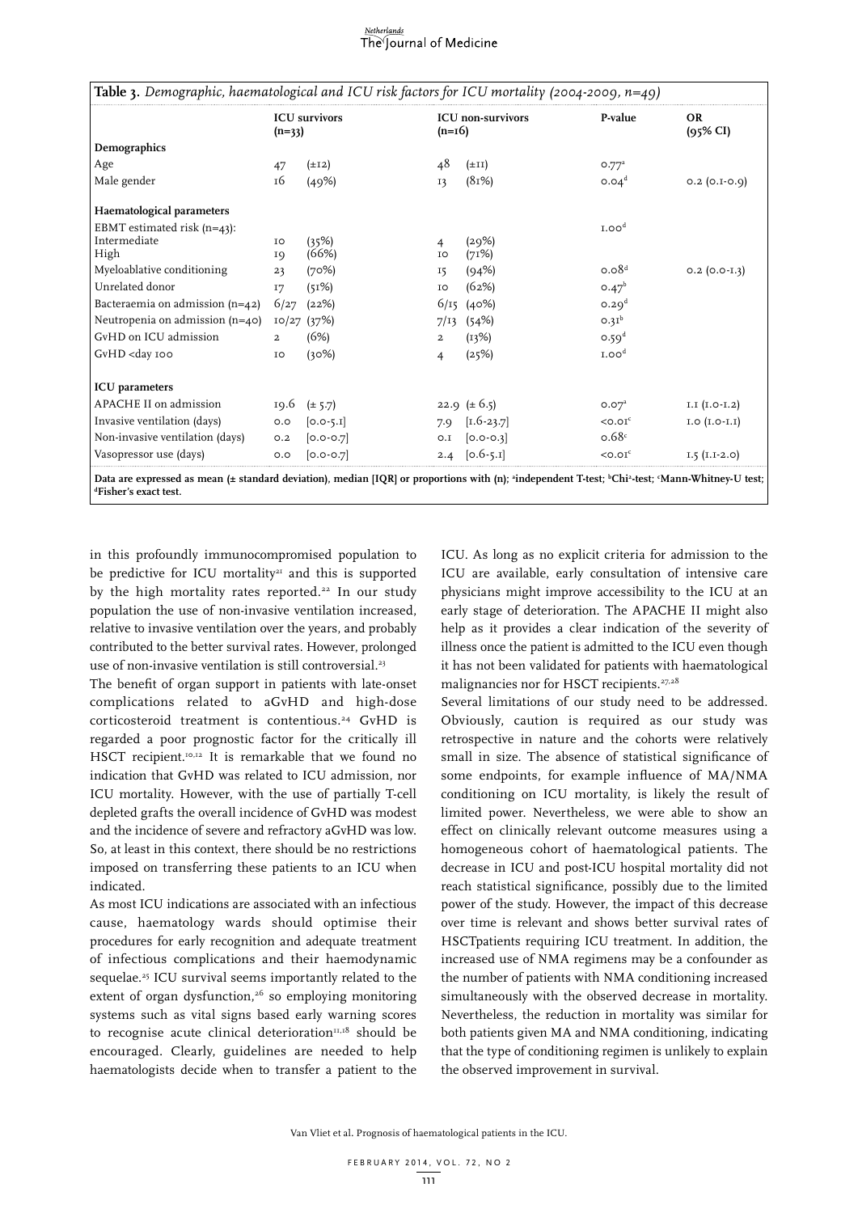**Table 3.** *Demographic, haematological and ICU risk factors for ICU mortality (2004-2009, n=49)*

| | ICU survivors (n=33) | | ICU non-survivors (n=16) | | P-value | OR (95% CI) |
|---|---|---|---|---|---|---|
| **Demographics** | | | | | | |
| Age | 47 | (±12) | 48 | (±11) | 0.77[a] | |
| Male gender | 16 | (49%) | 13 | (81%) | 0.04[d] | 0.2 (0.1-0.9) |
| **Haematological parameters** | | | | | | |
| EBMT estimated risk (n=43): | | | | | 1.00[d] | |
| Intermediate | 10 | (35%) | 4 | (29%) | | |
| High | 19 | (66%) | 10 | (71%) | | |
| Myeloablative conditioning | 23 | (70%) | 15 | (94%) | 0.08[d] | 0.2 (0.0-1.3) |
| Unrelated donor | 17 | (51%) | 10 | (62%) | 0.47[b] | |
| Bacteraemia on admission (n=42) | 6/27 | (22%) | 6/15 | (40%) | 0.29[d] | |
| Neutropenia on admission (n=40) | 10/27 | (37%) | 7/13 | (54%) | 0.31[b] | |
| GvHD on ICU admission | 2 | (6%) | 2 | (13%) | 0.59[d] | |
| GvHD <day 100 | 10 | (30%) | 4 | (25%) | 1.00[d] | |
| **ICU parameters** | | | | | | |
| APACHE II on admission | 19.6 | (± 5.7) | 22.9 | (± 6.5) | 0.07[a] | 1.1 (1.0-1.2) |
| Invasive ventilation (days) | 0.0 | [0.0-5.1] | 7.9 | [1.6-23.7] | <0.01[c] | 1.0 (1.0-1.1) |
| Non-invasive ventilation (days) | 0.2 | [0.0-0.7] | 0.1 | [0.0-0.3] | 0.68[c] | |
| Vasopressor use (days) | 0.0 | [0.0-0.7] | 2.4 | [0.6-5.1] | <0.01[c] | 1.5 (1.1-2.0) |

**Data are expressed as mean (± standard deviation), median [IQR] or proportions with (n); [a]independent T-test; [b]Chi²-test; [c]Mann-Whitney-U test; [d]Fisher's exact test.**

in this profoundly immunocompromised population to be predictive for ICU mortality[21] and this is supported by the high mortality rates reported.[22] In our study population the use of non-invasive ventilation increased, relative to invasive ventilation over the years, and probably contributed to the better survival rates. However, prolonged use of non-invasive ventilation is still controversial.[23]

The benefit of organ support in patients with late-onset complications related to aGvHD and high-dose corticosteroid treatment is contentious.[24] GvHD is regarded a poor prognostic factor for the critically ill HSCT recipient.[10,12] It is remarkable that we found no indication that GvHD was related to ICU admission, nor ICU mortality. However, with the use of partially T-cell depleted grafts the overall incidence of GvHD was modest and the incidence of severe and refractory aGvHD was low. So, at least in this context, there should be no restrictions imposed on transferring these patients to an ICU when indicated.

As most ICU indications are associated with an infectious cause, haematology wards should optimise their procedures for early recognition and adequate treatment of infectious complications and their haemodynamic sequelae.[25] ICU survival seems importantly related to the extent of organ dysfunction,[26] so employing monitoring systems such as vital signs based early warning scores to recognise acute clinical deterioration[11,18] should be encouraged. Clearly, guidelines are needed to help haematologists decide when to transfer a patient to the ICU. As long as no explicit criteria for admission to the ICU are available, early consultation of intensive care physicians might improve accessibility to the ICU at an early stage of deterioration. The APACHE II might also help as it provides a clear indication of the severity of illness once the patient is admitted to the ICU even though it has not been validated for patients with haematological malignancies nor for HSCT recipients.[27,28]

Several limitations of our study need to be addressed. Obviously, caution is required as our study was retrospective in nature and the cohorts were relatively small in size. The absence of statistical significance of some endpoints, for example influence of MA/NMA conditioning on ICU mortality, is likely the result of limited power. Nevertheless, we were able to show an effect on clinically relevant outcome measures using a homogeneous cohort of haematological patients. The decrease in ICU and post-ICU hospital mortality did not reach statistical significance, possibly due to the limited power of the study. However, the impact of this decrease over time is relevant and shows better survival rates of HSCTpatients requiring ICU treatment. In addition, the increased use of NMA regimens may be a confounder as the number of patients with NMA conditioning increased simultaneously with the observed decrease in mortality. Nevertheless, the reduction in mortality was similar for both patients given MA and NMA conditioning, indicating that the type of conditioning regimen is unlikely to explain the observed improvement in survival.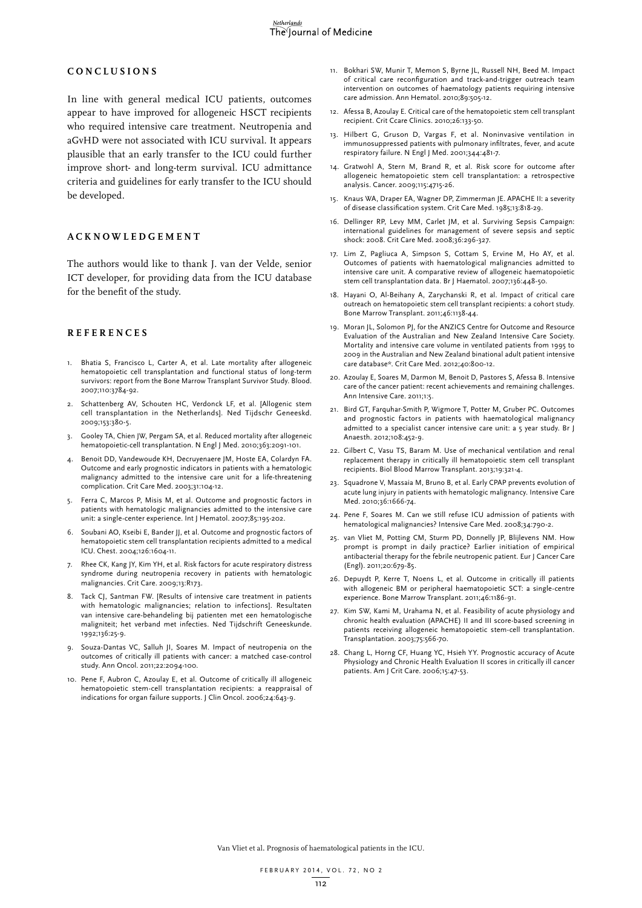## CONCLUSIONS

In line with general medical ICU patients, outcomes appear to have improved for allogeneic HSCT recipients who required intensive care treatment. Neutropenia and aGvHD were not associated with ICU survival. It appears plausible that an early transfer to the ICU could further improve short- and long-term survival. ICU admittance criteria and guidelines for early transfer to the ICU should be developed.

## ACKNOWLEDGEMENT

The authors would like to thank J. van der Velde, senior ICT developer, for providing data from the ICU database for the benefit of the study.

## REFERENCES

1. Bhatia S, Francisco L, Carter A, et al. Late mortality after allogeneic hematopoietic cell transplantation and functional status of long-term survivors: report from the Bone Marrow Transplant Survivor Study. Blood. 2007;110:3784-92.
2. Schattenberg AV, Schouten HC, Verdonck LF, et al. [Allogenic stem cell transplantation in the Netherlands]. Ned Tijdschr Geneeskd. 2009;153:380-5.
3. Gooley TA, Chien JW, Pergam SA, et al. Reduced mortality after allogeneic hematopoietic-cell transplantation. N Engl J Med. 2010;363:2091-101.
4. Benoit DD, Vandewoude KH, Decruyenaere JM, Hoste EA, Colardyn FA. Outcome and early prognostic indicators in patients with a hematologic malignancy admitted to the intensive care unit for a life-threatening complication. Crit Care Med. 2003;31:104-12.
5. Ferra C, Marcos P, Misis M, et al. Outcome and prognostic factors in patients with hematologic malignancies admitted to the intensive care unit: a single-center experience. Int J Hematol. 2007;85:195-202.
6. Soubani AO, Kseibi E, Bander JJ, et al. Outcome and prognostic factors of hematopoietic stem cell transplantation recipients admitted to a medical ICU. Chest. 2004;126:1604-11.
7. Rhee CK, Kang JY, Kim YH, et al. Risk factors for acute respiratory distress syndrome during neutropenia recovery in patients with hematologic malignancies. Crit Care. 2009;13:R173.
8. Tack CJ, Santman FW. [Results of intensive care treatment in patients with hematologic malignancies; relation to infections]. Resultaten van intensive care-behandeling bij patienten met een hematologische maligniteit; het verband met infecties. Ned Tijdschrift Geneeskunde. 1992;136:25-9.
9. Souza-Dantas VC, Salluh JI, Soares M. Impact of neutropenia on the outcomes of critically ill patients with cancer: a matched case-control study. Ann Oncol. 2011;22:2094-100.
10. Pene F, Aubron C, Azoulay E, et al. Outcome of critically ill allogeneic hematopoietic stem-cell transplantation recipients: a reappraisal of indications for organ failure supports. J Clin Oncol. 2006;24:643-9.
11. Bokhari SW, Munir T, Memon S, Byrne JL, Russell NH, Beed M. Impact of critical care reconfiguration and track-and-trigger outreach team intervention on outcomes of haematology patients requiring intensive care admission. Ann Hematol. 2010;89:505-12.
12. Afessa B, Azoulay E. Critical care of the hematopoietic stem cell transplant recipient. Crit Ccare Clinics. 2010;26:133-50.
13. Hilbert G, Gruson D, Vargas F, et al. Noninvasive ventilation in immunosuppressed patients with pulmonary infiltrates, fever, and acute respiratory failure. N Engl J Med. 2001;344:481-7.
14. Gratwohl A, Stern M, Brand R, et al. Risk score for outcome after allogeneic hematopoietic stem cell transplantation: a retrospective analysis. Cancer. 2009;115:4715-26.
15. Knaus WA, Draper EA, Wagner DP, Zimmerman JE. APACHE II: a severity of disease classification system. Crit Care Med. 1985;13:818-29.
16. Dellinger RP, Levy MM, Carlet JM, et al. Surviving Sepsis Campaign: international guidelines for management of severe sepsis and septic shock: 2008. Crit Care Med. 2008;36:296-327.
17. Lim Z, Pagliuca A, Simpson S, Cottam S, Ervine M, Ho AY, et al. Outcomes of patients with haematological malignancies admitted to intensive care unit. A comparative review of allogeneic haematopoietic stem cell transplantation data. Br J Haematol. 2007;136:448-50.
18. Hayani O, Al-Beihany A, Zarychanski R, et al. Impact of critical care outreach on hematopoietic stem cell transplant recipients: a cohort study. Bone Marrow Transplant. 2011;46:1138-44.
19. Moran JL, Solomon PJ, for the ANZICS Centre for Outcome and Resource Evaluation of the Australian and New Zealand Intensive Care Society. Mortality and intensive care volume in ventilated patients from 1995 to 2009 in the Australian and New Zealand binational adult patient intensive care database*. Crit Care Med. 2012;40:800-12.
20. Azoulay E, Soares M, Darmon M, Benoit D, Pastores S, Afessa B. Intensive care of the cancer patient: recent achievements and remaining challenges. Ann Intensive Care. 2011;1:5.
21. Bird GT, Farquhar-Smith P, Wigmore T, Potter M, Gruber PC. Outcomes and prognostic factors in patients with haematological malignancy admitted to a specialist cancer intensive care unit: a 5 year study. Br J Anaesth. 2012;108:452-9.
22. Gilbert C, Vasu TS, Baram M. Use of mechanical ventilation and renal replacement therapy in critically ill hematopoietic stem cell transplant recipients. Biol Blood Marrow Transplant. 2013;19:321-4.
23. Squadrone V, Massaia M, Bruno B, et al. Early CPAP prevents evolution of acute lung injury in patients with hematologic malignancy. Intensive Care Med. 2010;36:1666-74.
24. Pene F, Soares M. Can we still refuse ICU admission of patients with hematological malignancies? Intensive Care Med. 2008;34:790-2.
25. van Vliet M, Potting CM, Sturm PD, Donnelly JP, Blijlevens NM. How prompt is prompt in daily practice? Earlier initiation of empirical antibacterial therapy for the febrile neutropenic patient. Eur J Cancer Care (Engl). 2011;20:679-85.
26. Depuydt P, Kerre T, Noens L, et al. Outcome in critically ill patients with allogeneic BM or peripheral haematopoietic SCT: a single-centre experience. Bone Marrow Transplant. 2011;46:1186-91.
27. Kim SW, Kami M, Urahama N, et al. Feasibility of acute physiology and chronic health evaluation (APACHE) II and III score-based screening in patients receiving allogeneic hematopoietic stem-cell transplantation. Transplantation. 2003;75:566-70.
28. Chang L, Horng CF, Huang YC, Hsieh YY. Prognostic accuracy of Acute Physiology and Chronic Health Evaluation II scores in critically ill cancer patients. Am J Crit Care. 2006;15:47-53.